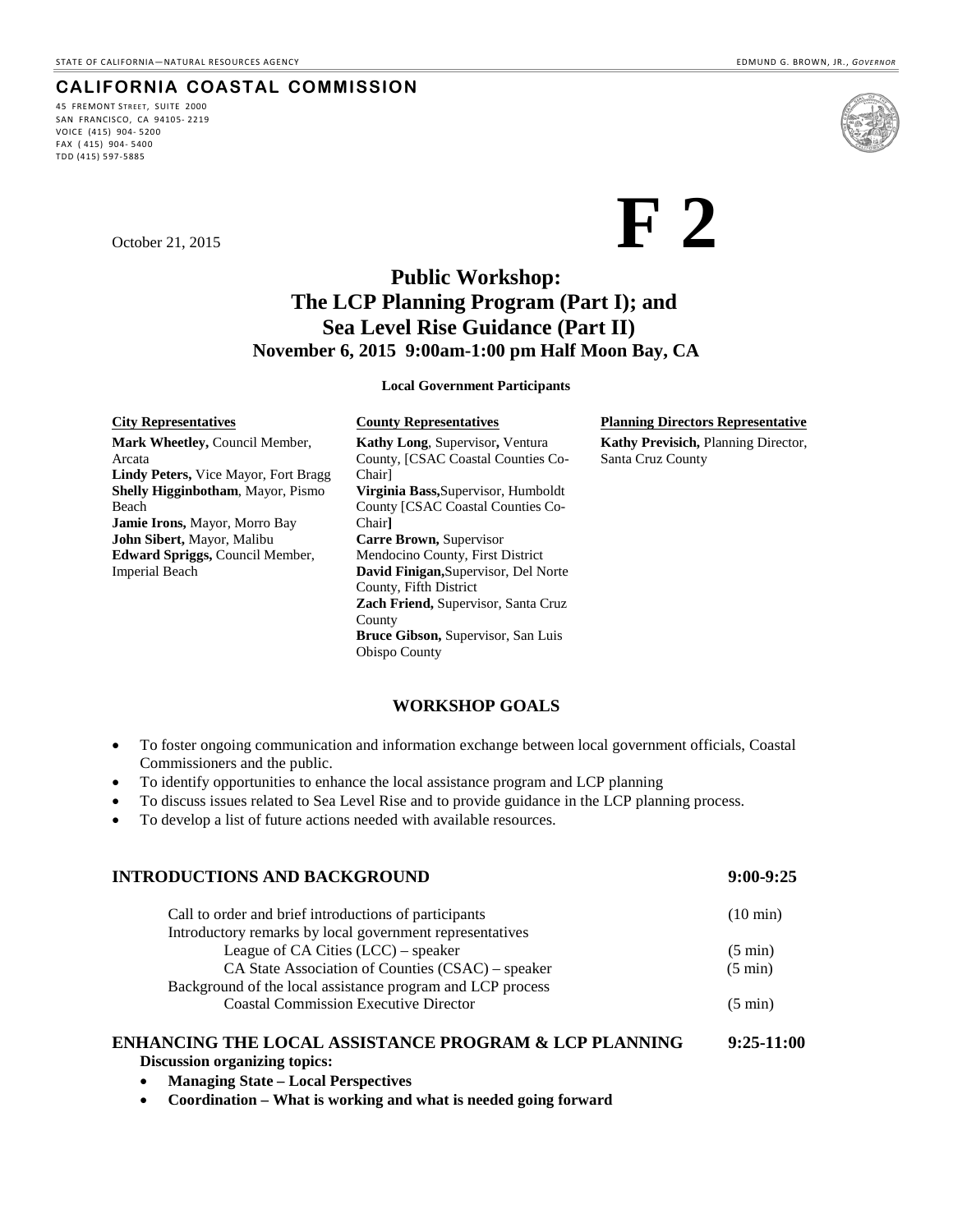STATE OF CALIFORNIA—NATURAL RESOURCES AGENCY

EDMUND G. BROWN, JR., *GOVERNOR*

**CALIFORNIA COASTAL COMMISSION**

45 FREMONT STREET, SUITE 2000
SAN FRANCISCO, CA 94105- 2219
VOICE (415) 904- 5200
FAX ( 415) 904- 5400
TDD (415) 597-5885

October 21, 2015

# F 2

## Public Workshop: The LCP Planning Program (Part I); and Sea Level Rise Guidance (Part II)

### November 6, 2015 9:00am-1:00 pm Half Moon Bay, CA

**Local Government Participants**

**City Representatives**

**Mark Wheetley,** Council Member, Arcata
**Lindy Peters,** Vice Mayor, Fort Bragg
**Shelly Higginbotham**, Mayor, Pismo Beach
**Jamie Irons,** Mayor, Morro Bay
**John Sibert,** Mayor, Malibu
**Edward Spriggs,** Council Member, Imperial Beach

**County Representatives**

**Kathy Long**, Supervisor**,** Ventura County, [CSAC Coastal Counties Co-Chair]
**Virginia Bass,**Supervisor, Humboldt County [CSAC Coastal Counties Co-Chair**]**
**Carre Brown,** Supervisor Mendocino County, First District
**David Finigan,**Supervisor, Del Norte County, Fifth District
**Zach Friend,** Supervisor, Santa Cruz County
**Bruce Gibson,** Supervisor, San Luis Obispo County

**Planning Directors Representative**

**Kathy Previsich,** Planning Director, Santa Cruz County

## WORKSHOP GOALS

- To foster ongoing communication and information exchange between local government officials, Coastal Commissioners and the public.
- To identify opportunities to enhance the local assistance program and LCP planning
- To discuss issues related to Sea Level Rise and to provide guidance in the LCP planning process.
- To develop a list of future actions needed with available resources.

| | |
|---|---|
| **INTRODUCTIONS AND BACKGROUND** | **9:00-9:25** |
| Call to order and brief introductions of participants | (10 min) |
| Introductory remarks by local government representatives | |
| League of CA Cities (LCC) – speaker | (5 min) |
| CA State Association of Counties (CSAC) – speaker | (5 min) |
| Background of the local assistance program and LCP process | |
| Coastal Commission Executive Director | (5 min) |

**ENHANCING THE LOCAL ASSISTANCE PROGRAM & LCP PLANNING** **9:25-11:00**

**Discussion organizing topics:**

- **Managing State – Local Perspectives**
- **Coordination – What is working and what is needed going forward**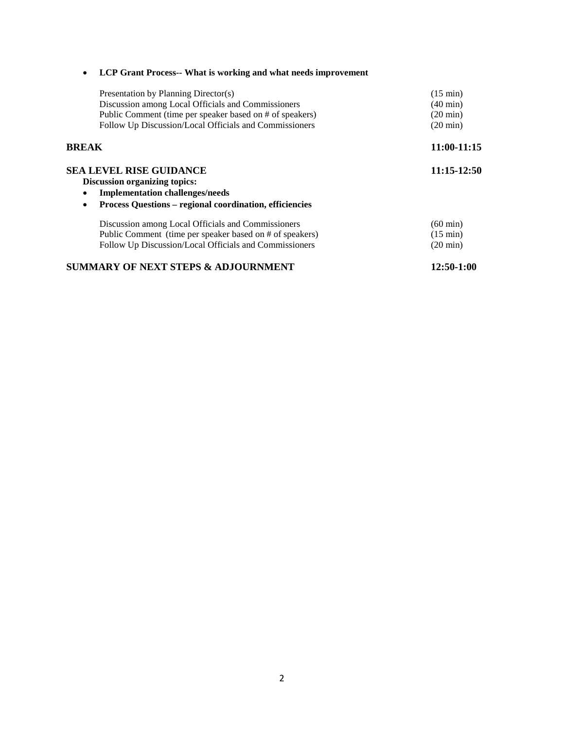- **LCP Grant Process-- What is working and what needs improvement**

| | |
|---|---|
| Presentation by Planning Director(s) | (15 min) |
| Discussion among Local Officials and Commissioners | (40 min) |
| Public Comment (time per speaker based on # of speakers) | (20 min) |
| Follow Up Discussion/Local Officials and Commissioners | (20 min) |

**BREAK** **11:00-11:15**

**SEA LEVEL RISE GUIDANCE** **11:15-12:50**

**Discussion organizing topics:**

- **Implementation challenges/needs**
- **Process Questions – regional coordination, efficiencies**

| | |
|---|---|
| Discussion among Local Officials and Commissioners | (60 min) |
| Public Comment (time per speaker based on # of speakers) | (15 min) |
| Follow Up Discussion/Local Officials and Commissioners | (20 min) |

**SUMMARY OF NEXT STEPS & ADJOURNMENT** **12:50-1:00**